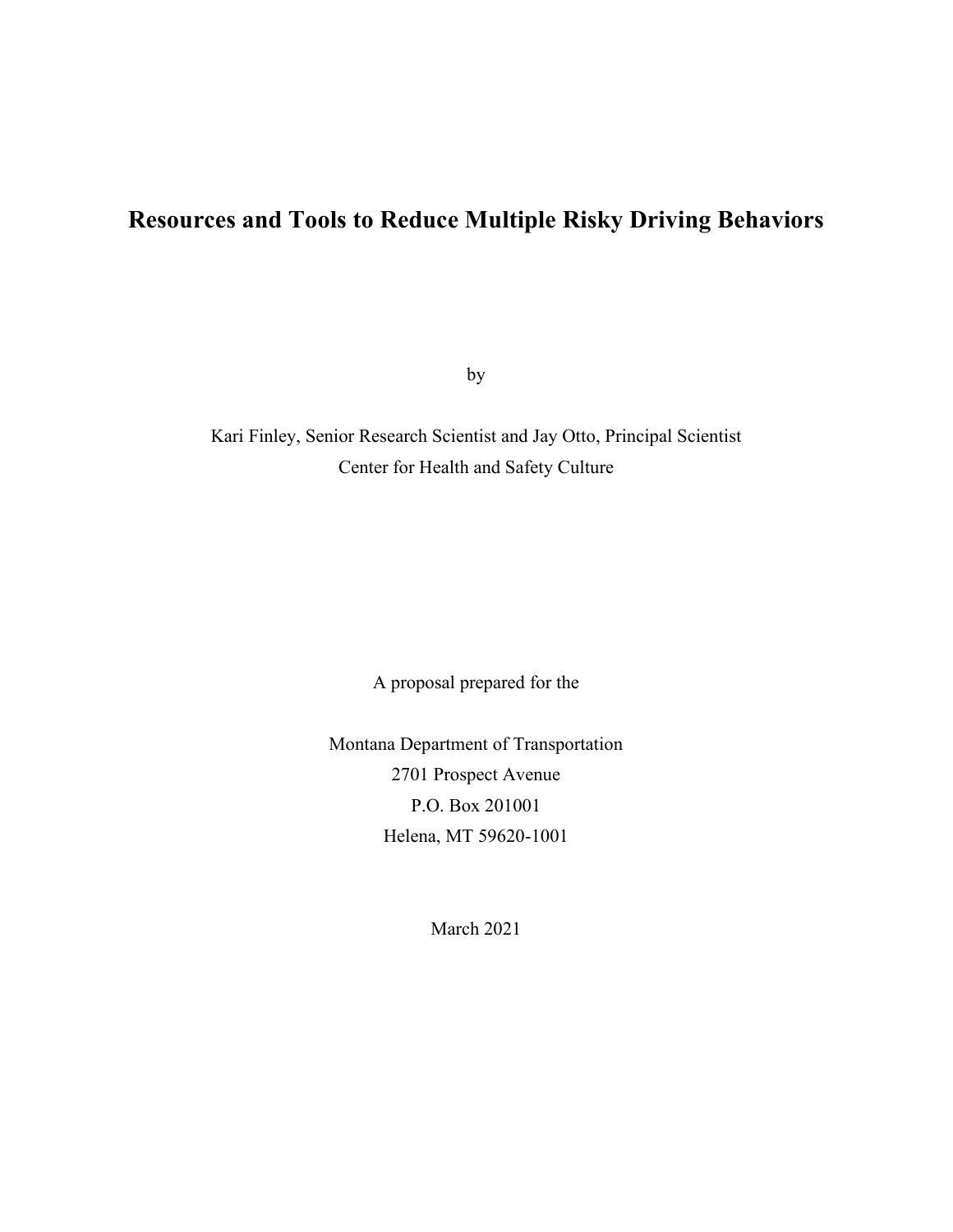# Resources and Tools to Reduce Multiple Risky Driving Behaviors

by

Kari Finley, Senior Research Scientist and Jay Otto, Principal Scientist
Center for Health and Safety Culture

A proposal prepared for the

Montana Department of Transportation
2701 Prospect Avenue
P.O. Box 201001
Helena, MT 59620-1001

March 2021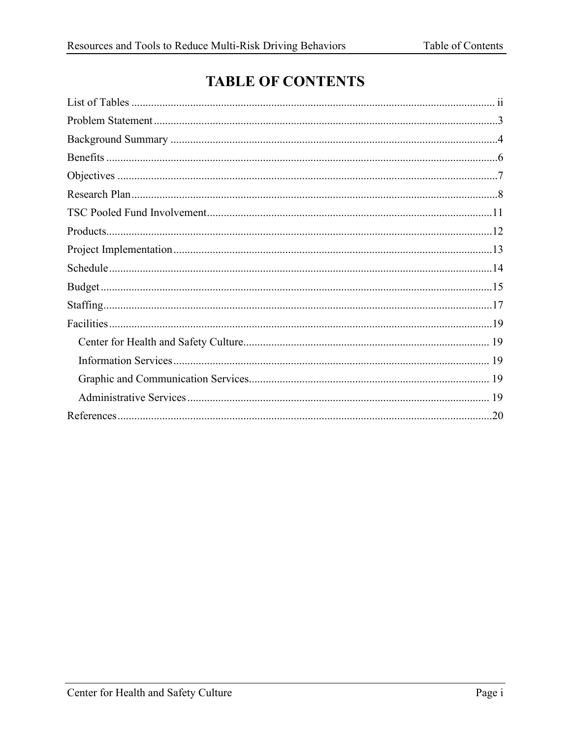# TABLE OF CONTENTS

List of Tables ..... ii

Problem Statement ..... 3

Background Summary ..... 4

Benefits ..... 6

Objectives ..... 7

Research Plan ..... 8

TSC Pooled Fund Involvement ..... 11

Products ..... 12

Project Implementation ..... 13

Schedule ..... 14

Budget ..... 15

Staffing ..... 17

Facilities ..... 19

- Center for Health and Safety Culture ..... 19
- Information Services ..... 19
- Graphic and Communication Services ..... 19
- Administrative Services ..... 19

References ..... 20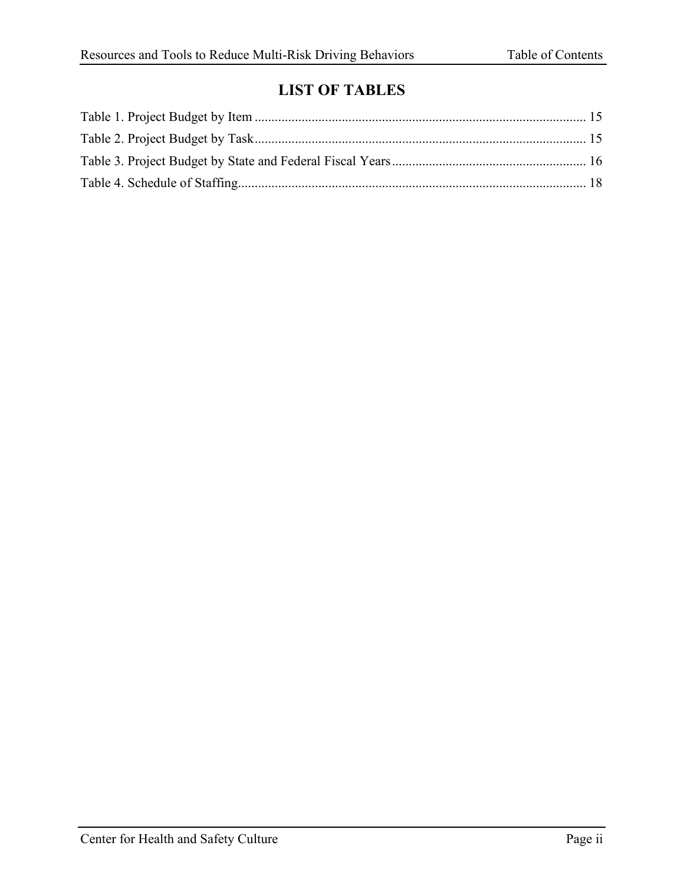## LIST OF TABLES

Table 1. Project Budget by Item ..................................................................................................... 15

Table 2. Project Budget by Task..................................................................................................... 15

Table 3. Project Budget by State and Federal Fiscal Years ............................................................ 16

Table 4. Schedule of Staffing.......................................................................................................... 18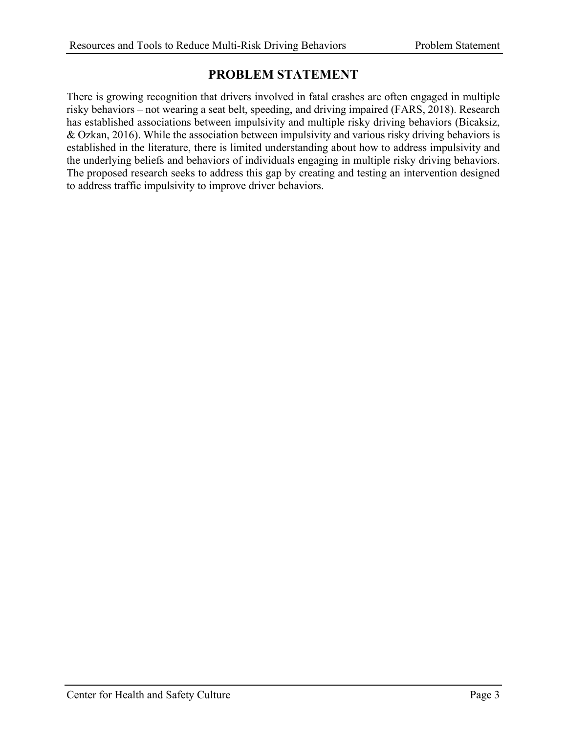# PROBLEM STATEMENT

There is growing recognition that drivers involved in fatal crashes are often engaged in multiple risky behaviors – not wearing a seat belt, speeding, and driving impaired (FARS, 2018). Research has established associations between impulsivity and multiple risky driving behaviors (Bicaksiz, & Ozkan, 2016). While the association between impulsivity and various risky driving behaviors is established in the literature, there is limited understanding about how to address impulsivity and the underlying beliefs and behaviors of individuals engaging in multiple risky driving behaviors. The proposed research seeks to address this gap by creating and testing an intervention designed to address traffic impulsivity to improve driver behaviors.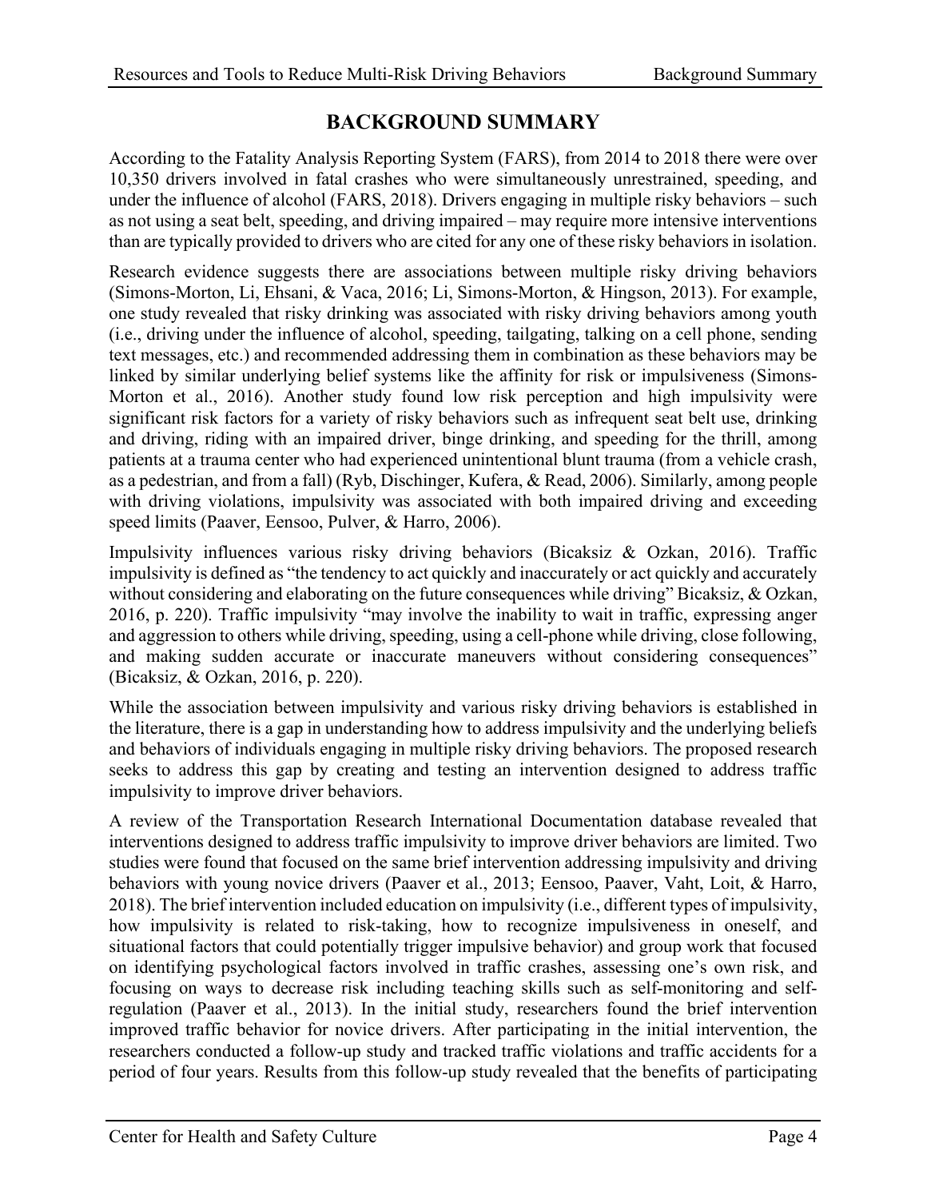# BACKGROUND SUMMARY

According to the Fatality Analysis Reporting System (FARS), from 2014 to 2018 there were over 10,350 drivers involved in fatal crashes who were simultaneously unrestrained, speeding, and under the influence of alcohol (FARS, 2018). Drivers engaging in multiple risky behaviors – such as not using a seat belt, speeding, and driving impaired – may require more intensive interventions than are typically provided to drivers who are cited for any one of these risky behaviors in isolation.

Research evidence suggests there are associations between multiple risky driving behaviors (Simons-Morton, Li, Ehsani, & Vaca, 2016; Li, Simons-Morton, & Hingson, 2013). For example, one study revealed that risky drinking was associated with risky driving behaviors among youth (i.e., driving under the influence of alcohol, speeding, tailgating, talking on a cell phone, sending text messages, etc.) and recommended addressing them in combination as these behaviors may be linked by similar underlying belief systems like the affinity for risk or impulsiveness (Simons-Morton et al., 2016). Another study found low risk perception and high impulsivity were significant risk factors for a variety of risky behaviors such as infrequent seat belt use, drinking and driving, riding with an impaired driver, binge drinking, and speeding for the thrill, among patients at a trauma center who had experienced unintentional blunt trauma (from a vehicle crash, as a pedestrian, and from a fall) (Ryb, Dischinger, Kufera, & Read, 2006). Similarly, among people with driving violations, impulsivity was associated with both impaired driving and exceeding speed limits (Paaver, Eensoo, Pulver, & Harro, 2006).

Impulsivity influences various risky driving behaviors (Bicaksiz & Ozkan, 2016). Traffic impulsivity is defined as "the tendency to act quickly and inaccurately or act quickly and accurately without considering and elaborating on the future consequences while driving" Bicaksiz, & Ozkan, 2016, p. 220). Traffic impulsivity "may involve the inability to wait in traffic, expressing anger and aggression to others while driving, speeding, using a cell-phone while driving, close following, and making sudden accurate or inaccurate maneuvers without considering consequences" (Bicaksiz, & Ozkan, 2016, p. 220).

While the association between impulsivity and various risky driving behaviors is established in the literature, there is a gap in understanding how to address impulsivity and the underlying beliefs and behaviors of individuals engaging in multiple risky driving behaviors. The proposed research seeks to address this gap by creating and testing an intervention designed to address traffic impulsivity to improve driver behaviors.

A review of the Transportation Research International Documentation database revealed that interventions designed to address traffic impulsivity to improve driver behaviors are limited. Two studies were found that focused on the same brief intervention addressing impulsivity and driving behaviors with young novice drivers (Paaver et al., 2013; Eensoo, Paaver, Vaht, Loit, & Harro, 2018). The brief intervention included education on impulsivity (i.e., different types of impulsivity, how impulsivity is related to risk-taking, how to recognize impulsiveness in oneself, and situational factors that could potentially trigger impulsive behavior) and group work that focused on identifying psychological factors involved in traffic crashes, assessing one's own risk, and focusing on ways to decrease risk including teaching skills such as self-monitoring and self-regulation (Paaver et al., 2013). In the initial study, researchers found the brief intervention improved traffic behavior for novice drivers. After participating in the initial intervention, the researchers conducted a follow-up study and tracked traffic violations and traffic accidents for a period of four years. Results from this follow-up study revealed that the benefits of participating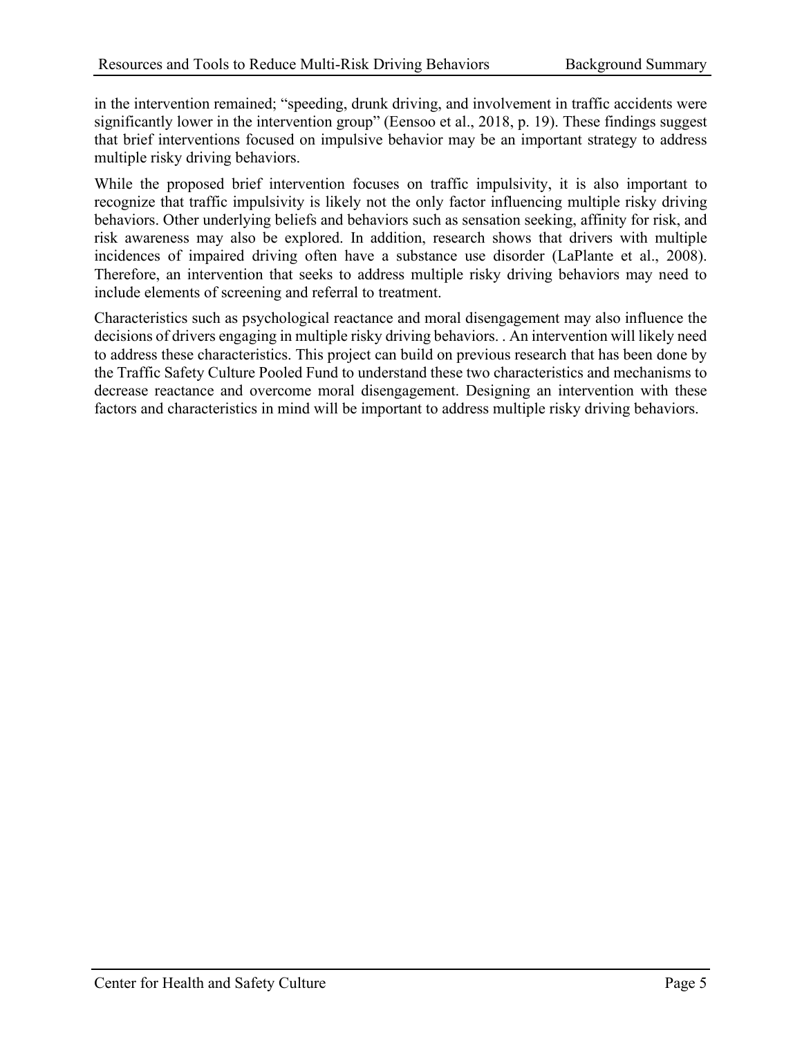in the intervention remained; “speeding, drunk driving, and involvement in traffic accidents were significantly lower in the intervention group” (Eensoo et al., 2018, p. 19). These findings suggest that brief interventions focused on impulsive behavior may be an important strategy to address multiple risky driving behaviors.

While the proposed brief intervention focuses on traffic impulsivity, it is also important to recognize that traffic impulsivity is likely not the only factor influencing multiple risky driving behaviors. Other underlying beliefs and behaviors such as sensation seeking, affinity for risk, and risk awareness may also be explored. In addition, research shows that drivers with multiple incidences of impaired driving often have a substance use disorder (LaPlante et al., 2008). Therefore, an intervention that seeks to address multiple risky driving behaviors may need to include elements of screening and referral to treatment.

Characteristics such as psychological reactance and moral disengagement may also influence the decisions of drivers engaging in multiple risky driving behaviors. . An intervention will likely need to address these characteristics. This project can build on previous research that has been done by the Traffic Safety Culture Pooled Fund to understand these two characteristics and mechanisms to decrease reactance and overcome moral disengagement. Designing an intervention with these factors and characteristics in mind will be important to address multiple risky driving behaviors.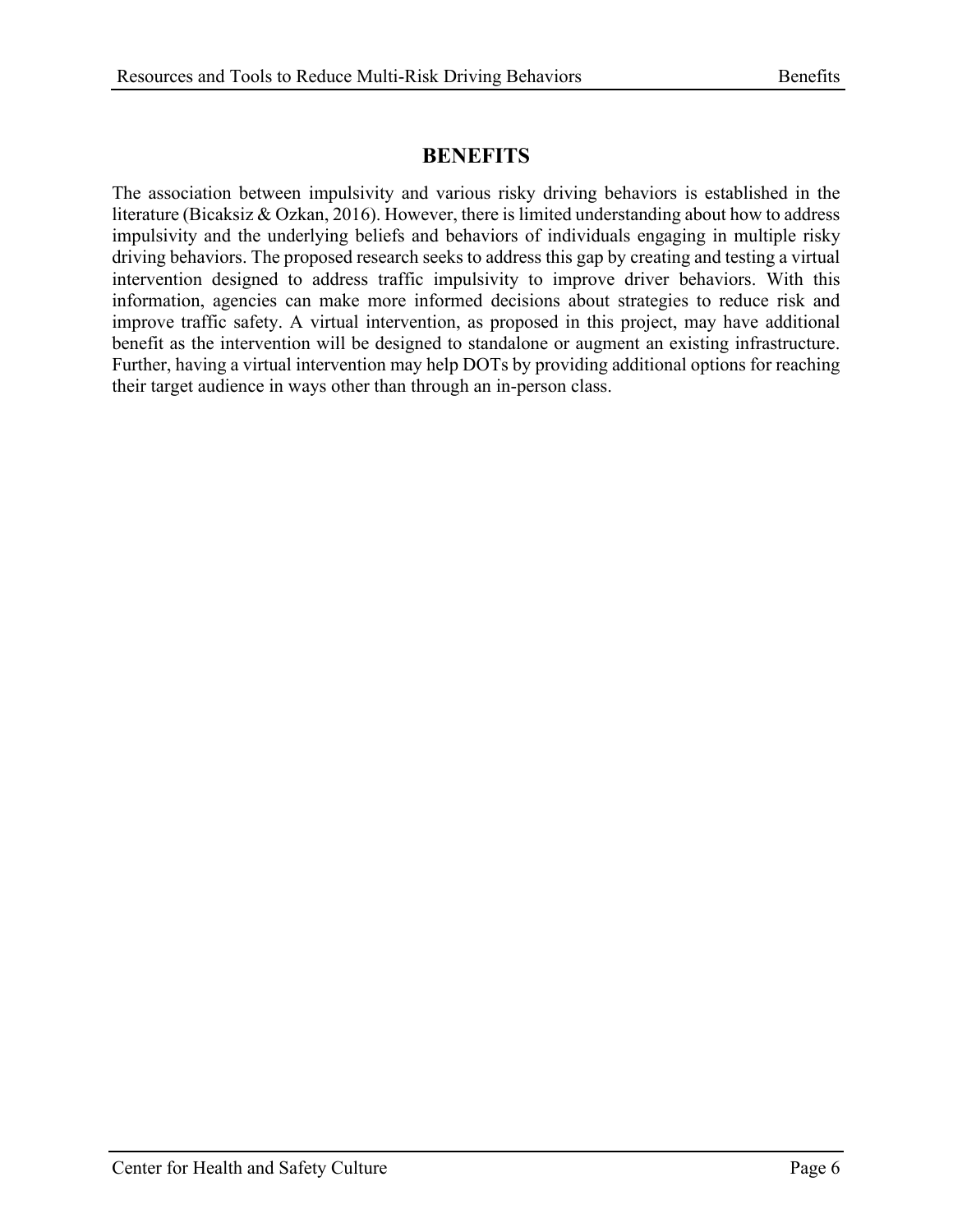# BENEFITS

The association between impulsivity and various risky driving behaviors is established in the literature (Bicaksiz & Ozkan, 2016). However, there is limited understanding about how to address impulsivity and the underlying beliefs and behaviors of individuals engaging in multiple risky driving behaviors. The proposed research seeks to address this gap by creating and testing a virtual intervention designed to address traffic impulsivity to improve driver behaviors. With this information, agencies can make more informed decisions about strategies to reduce risk and improve traffic safety. A virtual intervention, as proposed in this project, may have additional benefit as the intervention will be designed to standalone or augment an existing infrastructure. Further, having a virtual intervention may help DOTs by providing additional options for reaching their target audience in ways other than through an in-person class.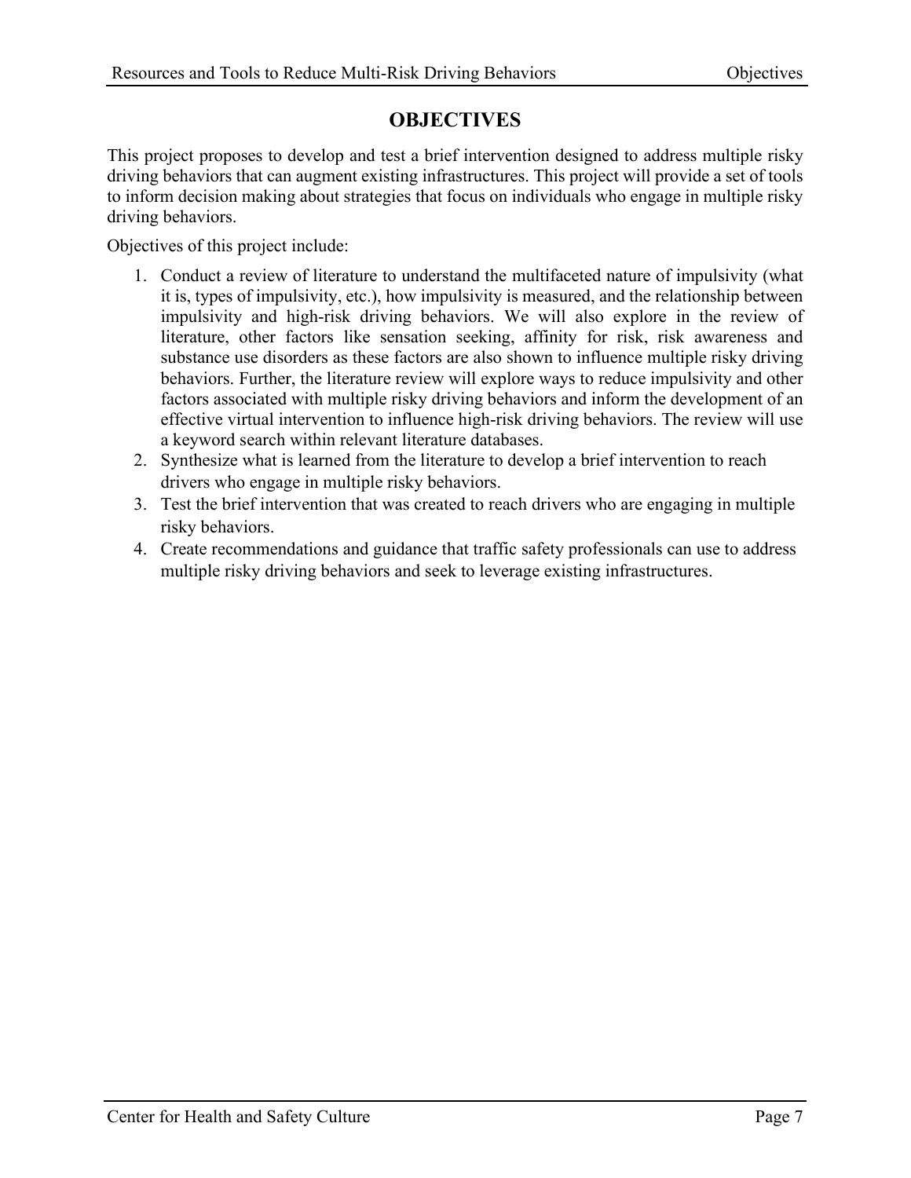# OBJECTIVES

This project proposes to develop and test a brief intervention designed to address multiple risky driving behaviors that can augment existing infrastructures. This project will provide a set of tools to inform decision making about strategies that focus on individuals who engage in multiple risky driving behaviors.

Objectives of this project include:

1. Conduct a review of literature to understand the multifaceted nature of impulsivity (what it is, types of impulsivity, etc.), how impulsivity is measured, and the relationship between impulsivity and high-risk driving behaviors. We will also explore in the review of literature, other factors like sensation seeking, affinity for risk, risk awareness and substance use disorders as these factors are also shown to influence multiple risky driving behaviors. Further, the literature review will explore ways to reduce impulsivity and other factors associated with multiple risky driving behaviors and inform the development of an effective virtual intervention to influence high-risk driving behaviors. The review will use a keyword search within relevant literature databases.
2. Synthesize what is learned from the literature to develop a brief intervention to reach drivers who engage in multiple risky behaviors.
3. Test the brief intervention that was created to reach drivers who are engaging in multiple risky behaviors.
4. Create recommendations and guidance that traffic safety professionals can use to address multiple risky driving behaviors and seek to leverage existing infrastructures.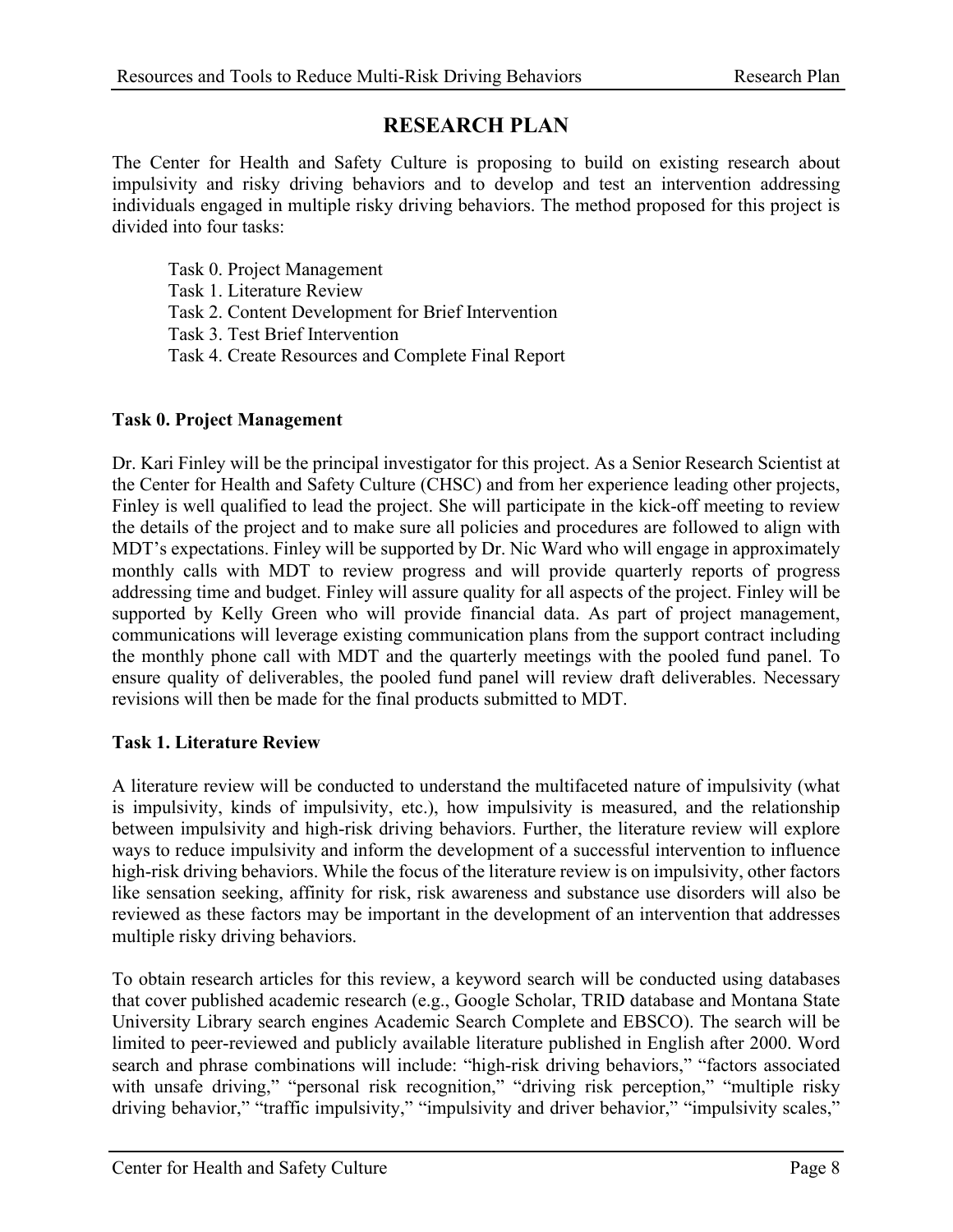# RESEARCH PLAN

The Center for Health and Safety Culture is proposing to build on existing research about impulsivity and risky driving behaviors and to develop and test an intervention addressing individuals engaged in multiple risky driving behaviors. The method proposed for this project is divided into four tasks:

Task 0. Project Management
Task 1. Literature Review
Task 2. Content Development for Brief Intervention
Task 3. Test Brief Intervention
Task 4. Create Resources and Complete Final Report

**Task 0. Project Management**

Dr. Kari Finley will be the principal investigator for this project. As a Senior Research Scientist at the Center for Health and Safety Culture (CHSC) and from her experience leading other projects, Finley is well qualified to lead the project. She will participate in the kick-off meeting to review the details of the project and to make sure all policies and procedures are followed to align with MDT's expectations. Finley will be supported by Dr. Nic Ward who will engage in approximately monthly calls with MDT to review progress and will provide quarterly reports of progress addressing time and budget. Finley will assure quality for all aspects of the project. Finley will be supported by Kelly Green who will provide financial data. As part of project management, communications will leverage existing communication plans from the support contract including the monthly phone call with MDT and the quarterly meetings with the pooled fund panel. To ensure quality of deliverables, the pooled fund panel will review draft deliverables. Necessary revisions will then be made for the final products submitted to MDT.

**Task 1. Literature Review**

A literature review will be conducted to understand the multifaceted nature of impulsivity (what is impulsivity, kinds of impulsivity, etc.), how impulsivity is measured, and the relationship between impulsivity and high-risk driving behaviors. Further, the literature review will explore ways to reduce impulsivity and inform the development of a successful intervention to influence high-risk driving behaviors. While the focus of the literature review is on impulsivity, other factors like sensation seeking, affinity for risk, risk awareness and substance use disorders will also be reviewed as these factors may be important in the development of an intervention that addresses multiple risky driving behaviors.

To obtain research articles for this review, a keyword search will be conducted using databases that cover published academic research (e.g., Google Scholar, TRID database and Montana State University Library search engines Academic Search Complete and EBSCO). The search will be limited to peer-reviewed and publicly available literature published in English after 2000. Word search and phrase combinations will include: "high-risk driving behaviors," "factors associated with unsafe driving," "personal risk recognition," "driving risk perception," "multiple risky driving behavior," "traffic impulsivity," "impulsivity and driver behavior," "impulsivity scales,"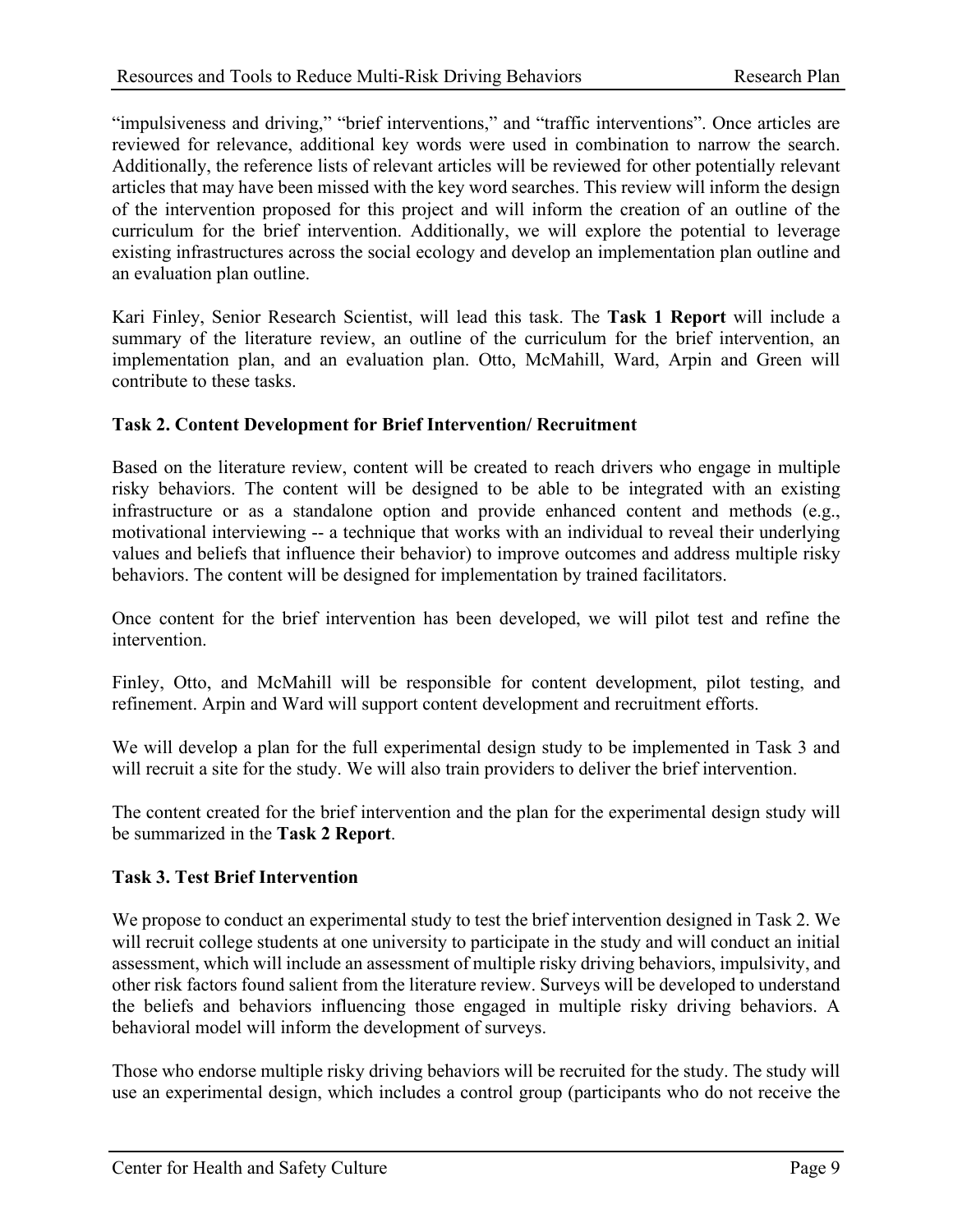"impulsiveness and driving," "brief interventions," and "traffic interventions". Once articles are reviewed for relevance, additional key words were used in combination to narrow the search. Additionally, the reference lists of relevant articles will be reviewed for other potentially relevant articles that may have been missed with the key word searches. This review will inform the design of the intervention proposed for this project and will inform the creation of an outline of the curriculum for the brief intervention. Additionally, we will explore the potential to leverage existing infrastructures across the social ecology and develop an implementation plan outline and an evaluation plan outline.

Kari Finley, Senior Research Scientist, will lead this task. The **Task 1 Report** will include a summary of the literature review, an outline of the curriculum for the brief intervention, an implementation plan, and an evaluation plan. Otto, McMahill, Ward, Arpin and Green will contribute to these tasks.

**Task 2. Content Development for Brief Intervention/ Recruitment**

Based on the literature review, content will be created to reach drivers who engage in multiple risky behaviors. The content will be designed to be able to be integrated with an existing infrastructure or as a standalone option and provide enhanced content and methods (e.g., motivational interviewing -- a technique that works with an individual to reveal their underlying values and beliefs that influence their behavior) to improve outcomes and address multiple risky behaviors. The content will be designed for implementation by trained facilitators.

Once content for the brief intervention has been developed, we will pilot test and refine the intervention.

Finley, Otto, and McMahill will be responsible for content development, pilot testing, and refinement. Arpin and Ward will support content development and recruitment efforts.

We will develop a plan for the full experimental design study to be implemented in Task 3 and will recruit a site for the study. We will also train providers to deliver the brief intervention.

The content created for the brief intervention and the plan for the experimental design study will be summarized in the **Task 2 Report**.

**Task 3. Test Brief Intervention**

We propose to conduct an experimental study to test the brief intervention designed in Task 2. We will recruit college students at one university to participate in the study and will conduct an initial assessment, which will include an assessment of multiple risky driving behaviors, impulsivity, and other risk factors found salient from the literature review. Surveys will be developed to understand the beliefs and behaviors influencing those engaged in multiple risky driving behaviors. A behavioral model will inform the development of surveys.

Those who endorse multiple risky driving behaviors will be recruited for the study. The study will use an experimental design, which includes a control group (participants who do not receive the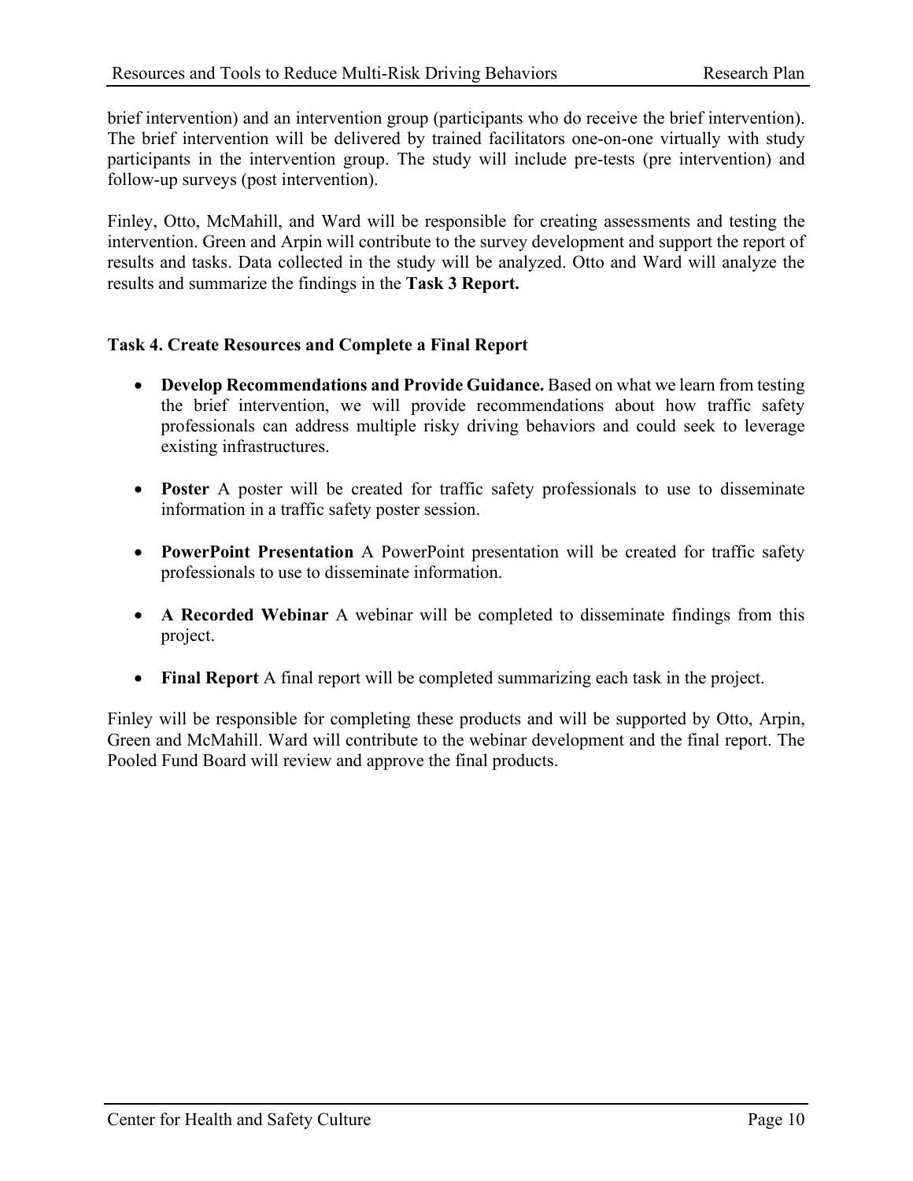brief intervention) and an intervention group (participants who do receive the brief intervention). The brief intervention will be delivered by trained facilitators one-on-one virtually with study participants in the intervention group. The study will include pre-tests (pre intervention) and follow-up surveys (post intervention).

Finley, Otto, McMahill, and Ward will be responsible for creating assessments and testing the intervention. Green and Arpin will contribute to the survey development and support the report of results and tasks. Data collected in the study will be analyzed. Otto and Ward will analyze the results and summarize the findings in the **Task 3 Report.**

### Task 4. Create Resources and Complete a Final Report

- **Develop Recommendations and Provide Guidance.** Based on what we learn from testing the brief intervention, we will provide recommendations about how traffic safety professionals can address multiple risky driving behaviors and could seek to leverage existing infrastructures.
- **Poster** A poster will be created for traffic safety professionals to use to disseminate information in a traffic safety poster session.
- **PowerPoint Presentation** A PowerPoint presentation will be created for traffic safety professionals to use to disseminate information.
- **A Recorded Webinar** A webinar will be completed to disseminate findings from this project.
- **Final Report** A final report will be completed summarizing each task in the project.

Finley will be responsible for completing these products and will be supported by Otto, Arpin, Green and McMahill. Ward will contribute to the webinar development and the final report. The Pooled Fund Board will review and approve the final products.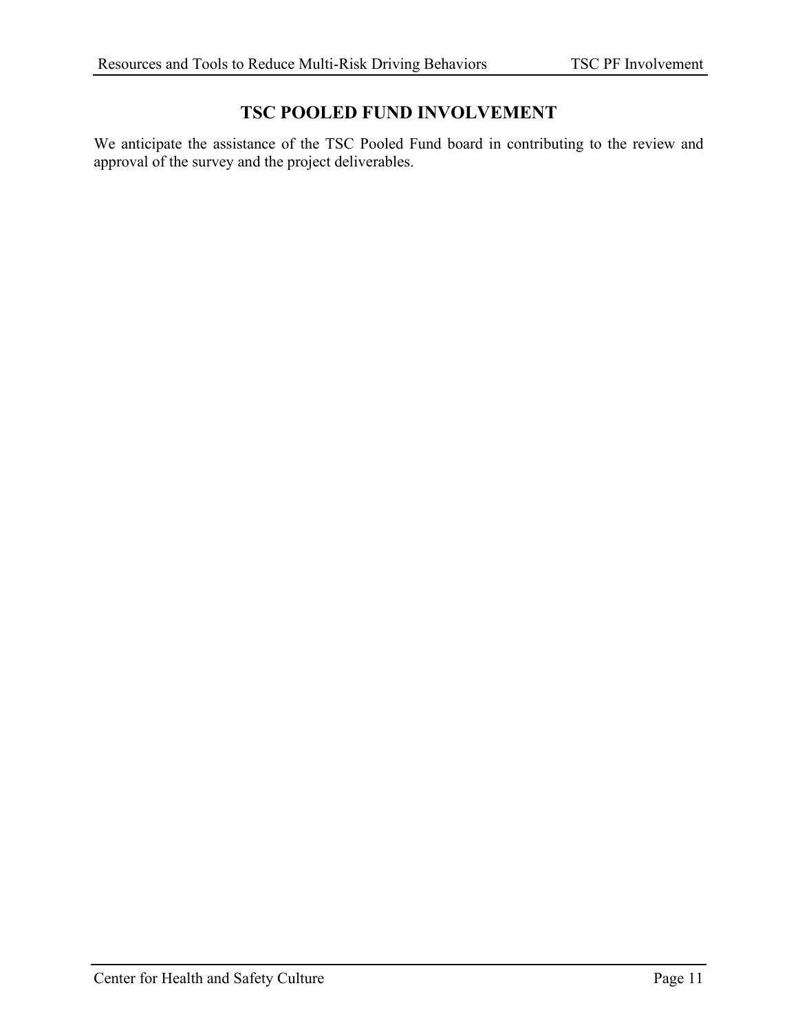# TSC POOLED FUND INVOLVEMENT

We anticipate the assistance of the TSC Pooled Fund board in contributing to the review and approval of the survey and the project deliverables.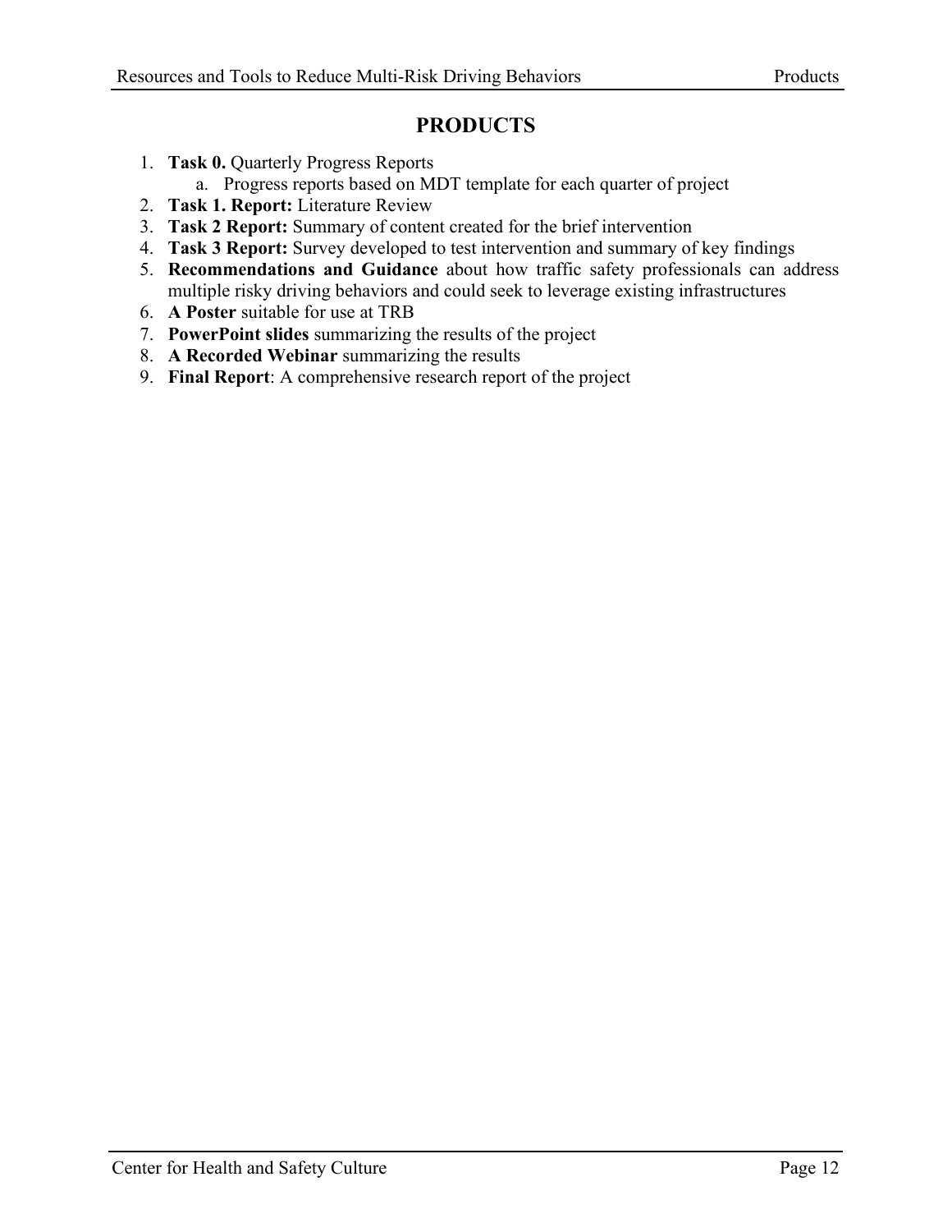# PRODUCTS

1. **Task 0.** Quarterly Progress Reports
    a. Progress reports based on MDT template for each quarter of project
2. **Task 1. Report:** Literature Review
3. **Task 2 Report:** Summary of content created for the brief intervention
4. **Task 3 Report:** Survey developed to test intervention and summary of key findings
5. **Recommendations and Guidance** about how traffic safety professionals can address multiple risky driving behaviors and could seek to leverage existing infrastructures
6. **A Poster** suitable for use at TRB
7. **PowerPoint slides** summarizing the results of the project
8. **A Recorded Webinar** summarizing the results
9. **Final Report**: A comprehensive research report of the project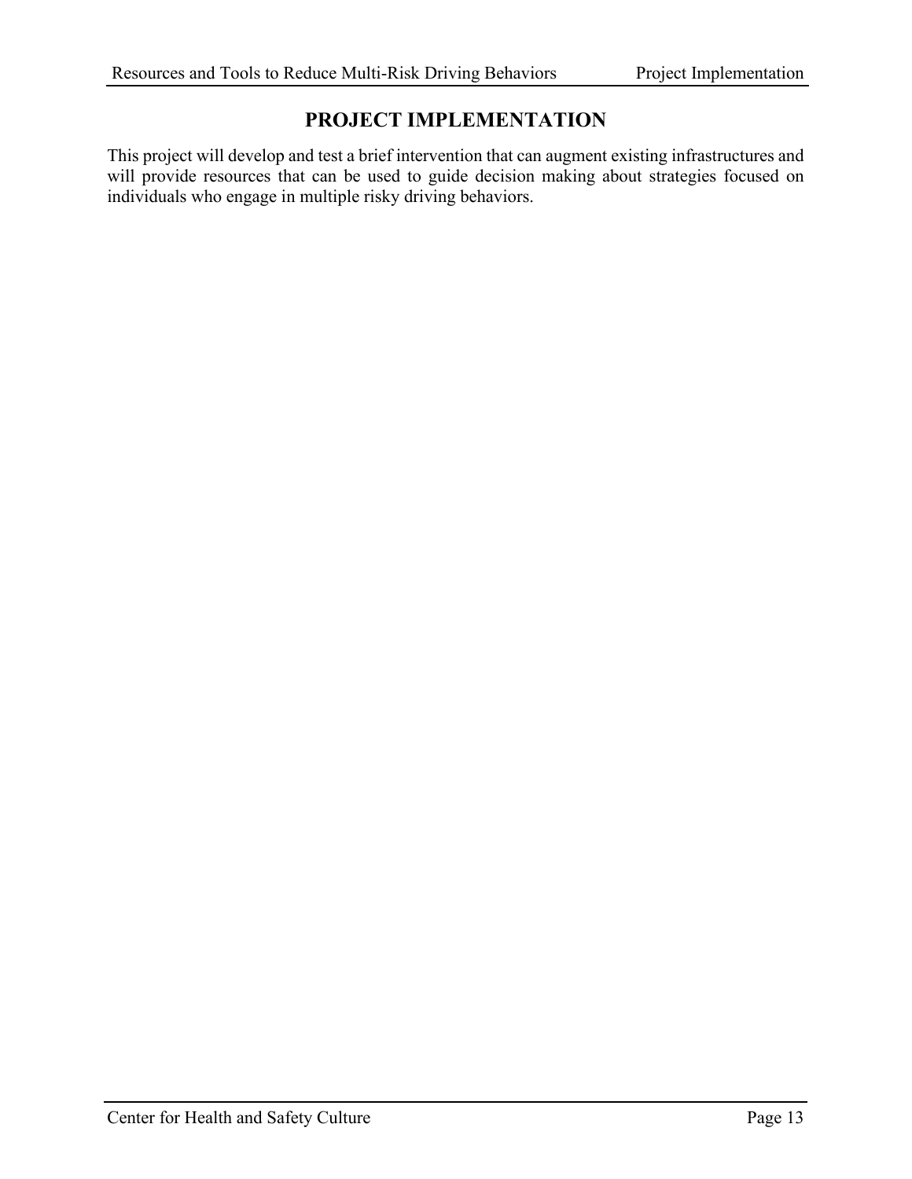# PROJECT IMPLEMENTATION

This project will develop and test a brief intervention that can augment existing infrastructures and will provide resources that can be used to guide decision making about strategies focused on individuals who engage in multiple risky driving behaviors.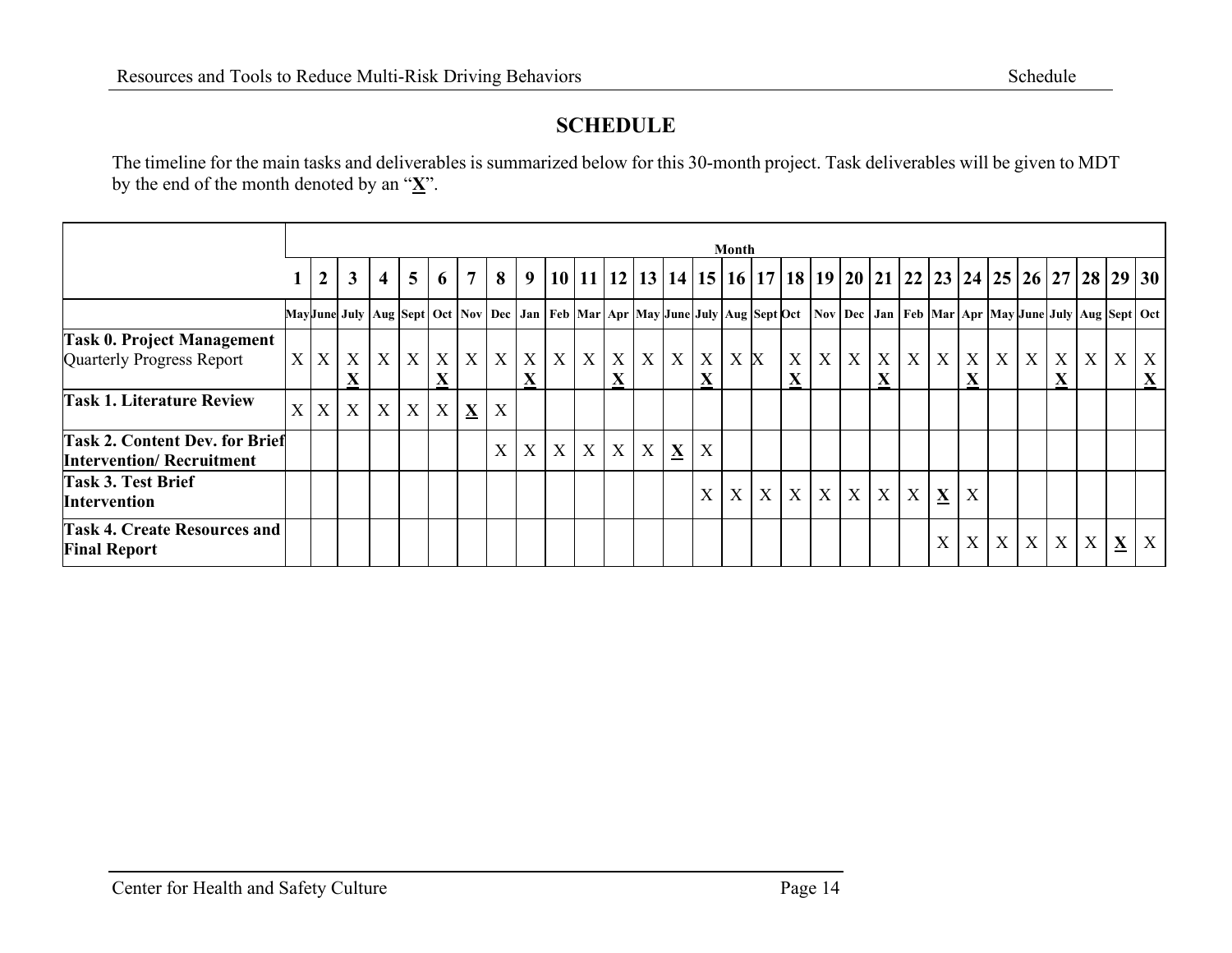# SCHEDULE

The timeline for the main tasks and deliverables is summarized below for this 30-month project. Task deliverables will be given to MDT by the end of the month denoted by an "**X**".

| | Month | | | | | | | | | | | | | | | | | | | | | | | | | | | | | |
|---|---|---|---|---|---|---|---|---|---|---|---|---|---|---|---|---|---|---|---|---|---|---|---|---|---|---|---|---|---|---|
| | 1 | 2 | 3 | 4 | 5 | 6 | 7 | 8 | 9 | 10 | 11 | 12 | 13 | 14 | 15 | 16 | 17 | 18 | 19 | 20 | 21 | 22 | 23 | 24 | 25 | 26 | 27 | 28 | 29 | 30 |
| | May | June | July | Aug | Sept | Oct | Nov | Dec | Jan | Feb | Mar | Apr | May | June | July | Aug | Sept | Oct | Nov | Dec | Jan | Feb | Mar | Apr | May | June | July | Aug | Sept | Oct |
| **Task 0. Project Management** Quarterly Progress Report | X | X | X **X** | X | X | X **X** | X | X | X **X** | X | X | X **X** | X | X | X **X** | X | X | X **X** | X | X | X **X** | X | X | X **X** | X | X | X **X** | X | X | X **X** |
| **Task 1. Literature Review** | X | X | X | X | X | X | **X** | X | | | | | | | | | | | | | | | | | | | | | | |
| **Task 2. Content Dev. for Brief Intervention/ Recruitment** | | | | | | | | X | X | X | X | X | X | **X** | X | | | | | | | | | | | | | | | |
| **Task 3. Test Brief Intervention** | | | | | | | | | | | | | | | X | X | X | X | X | X | X | X | **X** | X | | | | | | |
| **Task 4. Create Resources and Final Report** | | | | | | | | | | | | | | | | | | | | | | | X | X | X | X | X | X | **X** | X |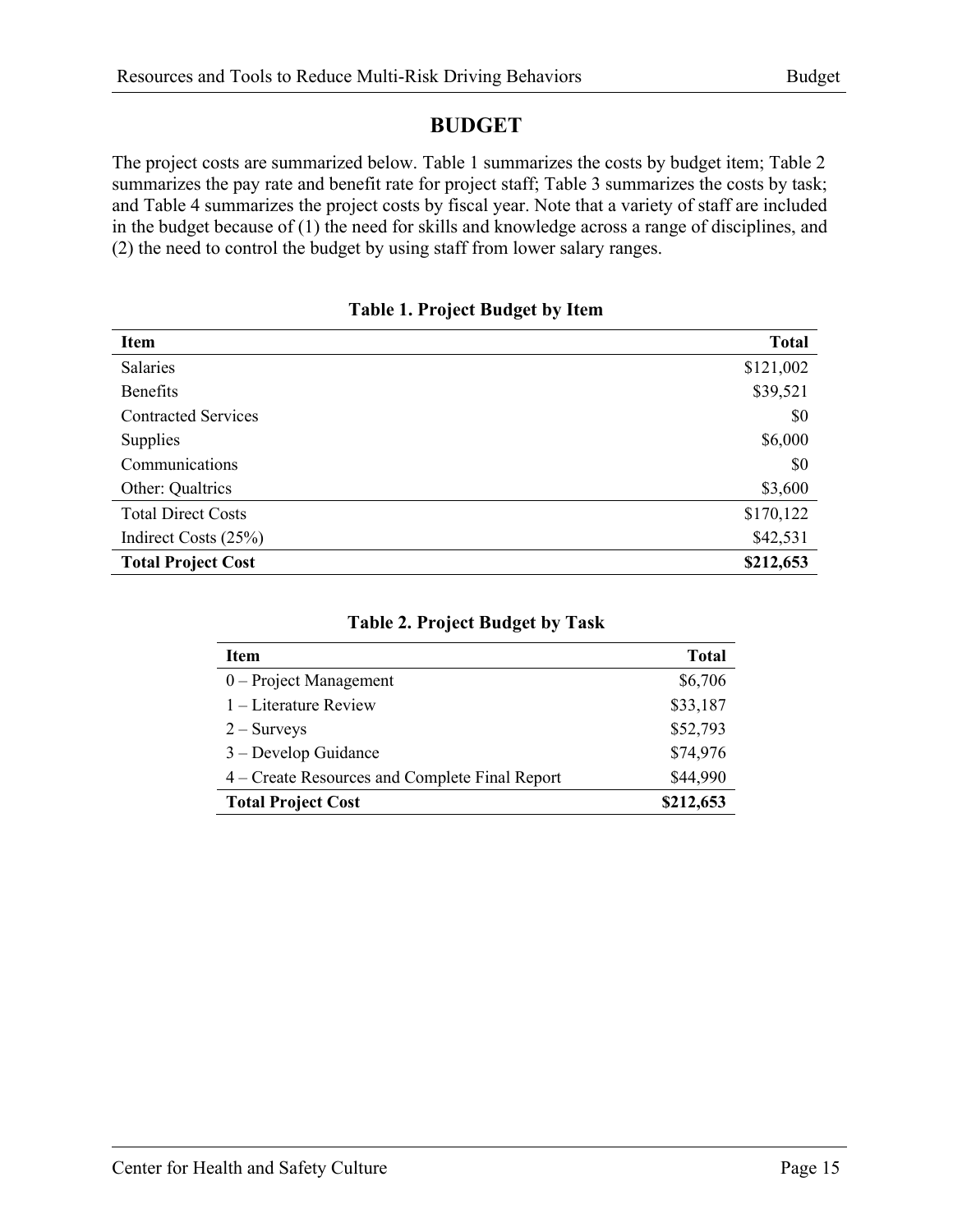# BUDGET

The project costs are summarized below. Table 1 summarizes the costs by budget item; Table 2 summarizes the pay rate and benefit rate for project staff; Table 3 summarizes the costs by task; and Table 4 summarizes the project costs by fiscal year. Note that a variety of staff are included in the budget because of (1) the need for skills and knowledge across a range of disciplines, and (2) the need to control the budget by using staff from lower salary ranges.

**Table 1. Project Budget by Item**

| Item | Total |
|---|---:|
| Salaries | $121,002 |
| Benefits | $39,521 |
| Contracted Services | $0 |
| Supplies | $6,000 |
| Communications | $0 |
| Other: Qualtrics | $3,600 |
| Total Direct Costs | $170,122 |
| Indirect Costs (25%) | $42,531 |
| **Total Project Cost** | **$212,653** |

**Table 2. Project Budget by Task**

| Item | Total |
|---|---:|
| 0 – Project Management | $6,706 |
| 1 – Literature Review | $33,187 |
| 2 – Surveys | $52,793 |
| 3 – Develop Guidance | $74,976 |
| 4 – Create Resources and Complete Final Report | $44,990 |
| **Total Project Cost** | **$212,653** |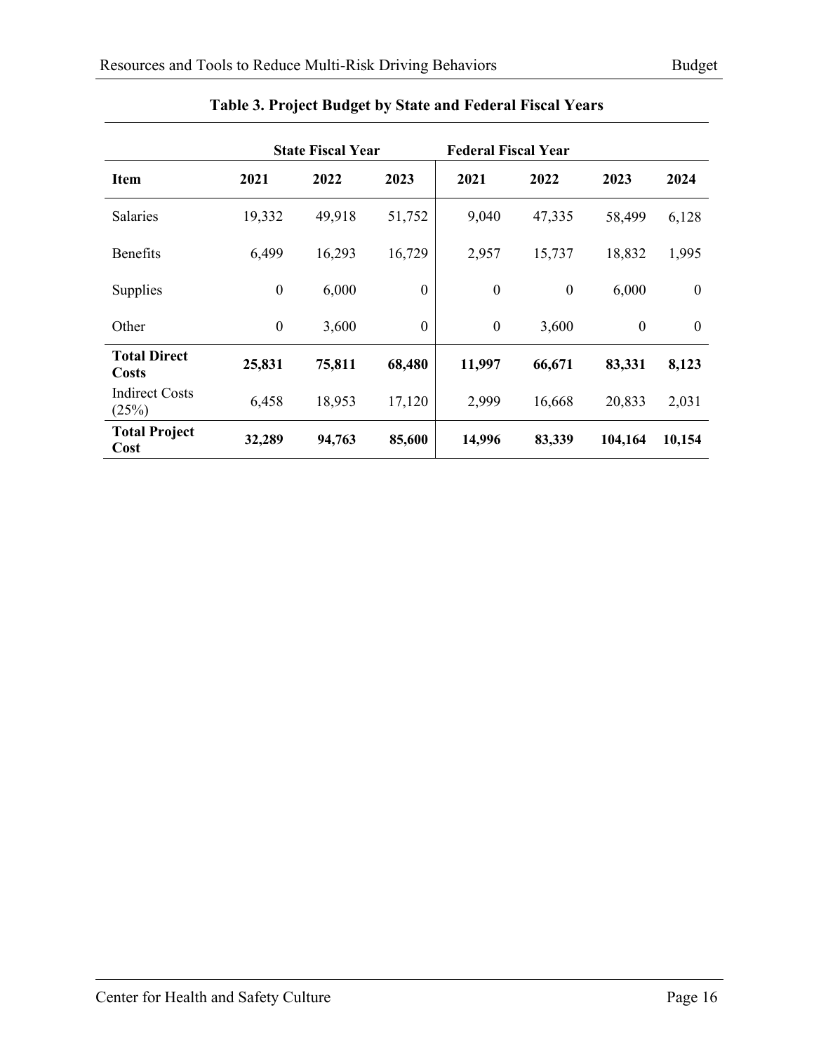**Table 3. Project Budget by State and Federal Fiscal Years**

| | State Fiscal Year | | | Federal Fiscal Year | | | |
|---|---|---|---|---|---|---|---|
| **Item** | **2021** | **2022** | **2023** | **2021** | **2022** | **2023** | **2024** |
| Salaries | 19,332 | 49,918 | 51,752 | 9,040 | 47,335 | 58,499 | 6,128 |
| Benefits | 6,499 | 16,293 | 16,729 | 2,957 | 15,737 | 18,832 | 1,995 |
| Supplies | 0 | 6,000 | 0 | 0 | 0 | 6,000 | 0 |
| Other | 0 | 3,600 | 0 | 0 | 3,600 | 0 | 0 |
| **Total Direct Costs** | **25,831** | **75,811** | **68,480** | **11,997** | **66,671** | **83,331** | **8,123** |
| Indirect Costs (25%) | 6,458 | 18,953 | 17,120 | 2,999 | 16,668 | 20,833 | 2,031 |
| **Total Project Cost** | **32,289** | **94,763** | **85,600** | **14,996** | **83,339** | **104,164** | **10,154** |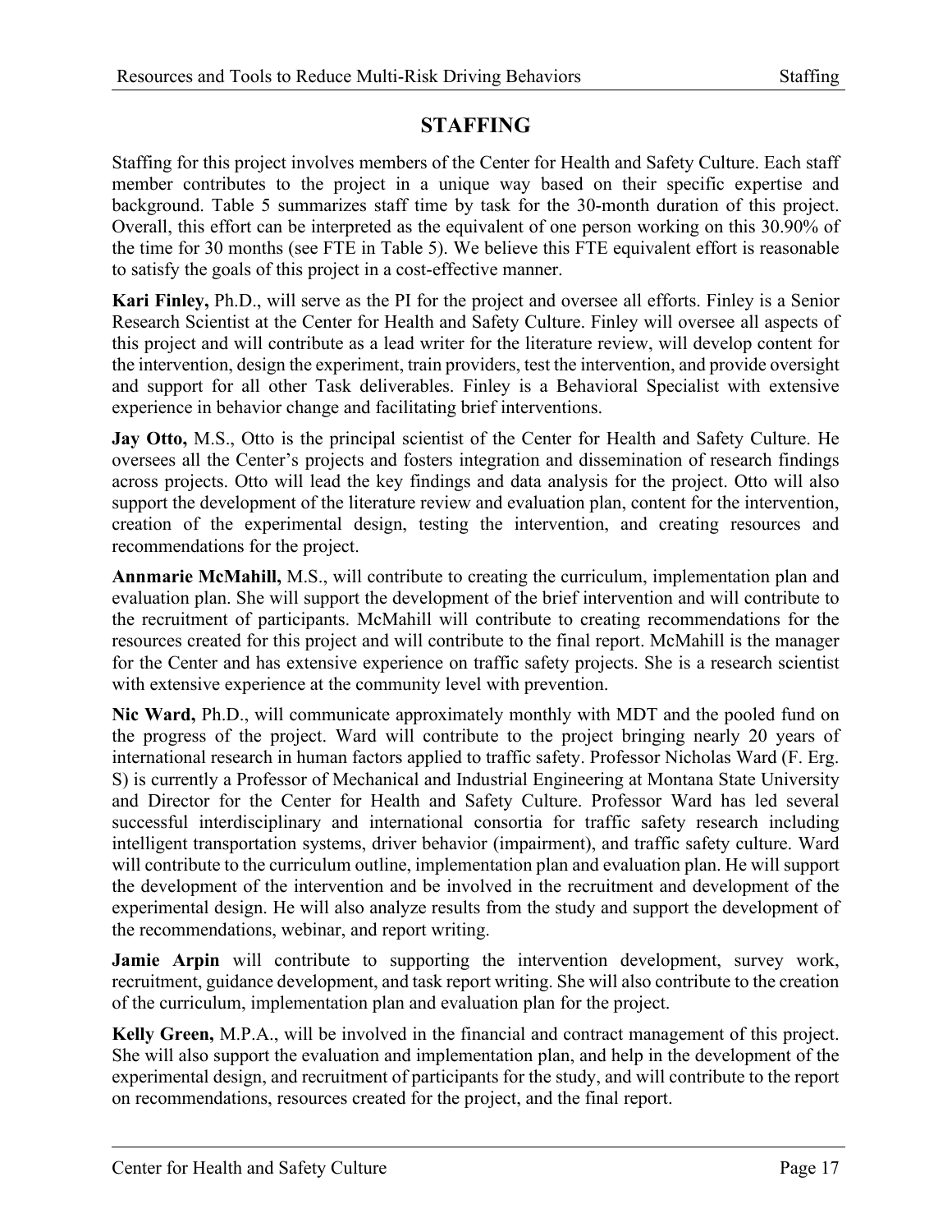# STAFFING

Staffing for this project involves members of the Center for Health and Safety Culture. Each staff member contributes to the project in a unique way based on their specific expertise and background. Table 5 summarizes staff time by task for the 30-month duration of this project. Overall, this effort can be interpreted as the equivalent of one person working on this 30.90% of the time for 30 months (see FTE in Table 5). We believe this FTE equivalent effort is reasonable to satisfy the goals of this project in a cost-effective manner.

**Kari Finley,** Ph.D., will serve as the PI for the project and oversee all efforts. Finley is a Senior Research Scientist at the Center for Health and Safety Culture. Finley will oversee all aspects of this project and will contribute as a lead writer for the literature review, will develop content for the intervention, design the experiment, train providers, test the intervention, and provide oversight and support for all other Task deliverables. Finley is a Behavioral Specialist with extensive experience in behavior change and facilitating brief interventions.

**Jay Otto,** M.S., Otto is the principal scientist of the Center for Health and Safety Culture. He oversees all the Center's projects and fosters integration and dissemination of research findings across projects. Otto will lead the key findings and data analysis for the project. Otto will also support the development of the literature review and evaluation plan, content for the intervention, creation of the experimental design, testing the intervention, and creating resources and recommendations for the project.

**Annmarie McMahill,** M.S., will contribute to creating the curriculum, implementation plan and evaluation plan. She will support the development of the brief intervention and will contribute to the recruitment of participants. McMahill will contribute to creating recommendations for the resources created for this project and will contribute to the final report. McMahill is the manager for the Center and has extensive experience on traffic safety projects. She is a research scientist with extensive experience at the community level with prevention.

**Nic Ward,** Ph.D., will communicate approximately monthly with MDT and the pooled fund on the progress of the project. Ward will contribute to the project bringing nearly 20 years of international research in human factors applied to traffic safety. Professor Nicholas Ward (F. Erg. S) is currently a Professor of Mechanical and Industrial Engineering at Montana State University and Director for the Center for Health and Safety Culture. Professor Ward has led several successful interdisciplinary and international consortia for traffic safety research including intelligent transportation systems, driver behavior (impairment), and traffic safety culture. Ward will contribute to the curriculum outline, implementation plan and evaluation plan. He will support the development of the intervention and be involved in the recruitment and development of the experimental design. He will also analyze results from the study and support the development of the recommendations, webinar, and report writing.

**Jamie Arpin** will contribute to supporting the intervention development, survey work, recruitment, guidance development, and task report writing. She will also contribute to the creation of the curriculum, implementation plan and evaluation plan for the project.

**Kelly Green,** M.P.A., will be involved in the financial and contract management of this project. She will also support the evaluation and implementation plan, and help in the development of the experimental design, and recruitment of participants for the study, and will contribute to the report on recommendations, resources created for the project, and the final report.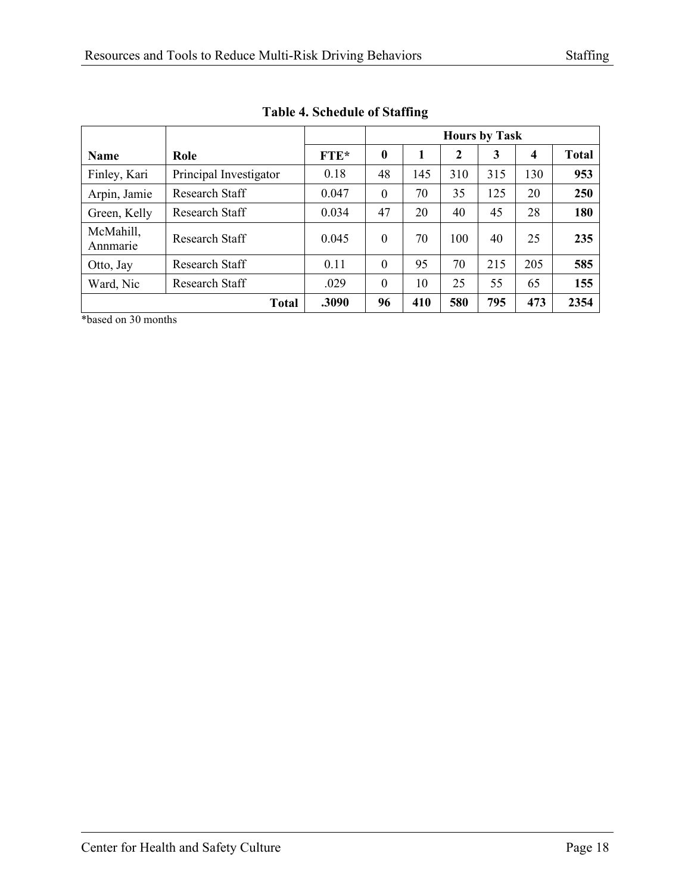**Table 4. Schedule of Staffing**

| Name | Role | FTE* | Hours by Task | | | | | |
|---|---|---|---|---|---|---|---|---|
| | | | **0** | **1** | **2** | **3** | **4** | **Total** |
| Finley, Kari | Principal Investigator | 0.18 | 48 | 145 | 310 | 315 | 130 | **953** |
| Arpin, Jamie | Research Staff | 0.047 | 0 | 70 | 35 | 125 | 20 | **250** |
| Green, Kelly | Research Staff | 0.034 | 47 | 20 | 40 | 45 | 28 | **180** |
| McMahill, Annmarie | Research Staff | 0.045 | 0 | 70 | 100 | 40 | 25 | **235** |
| Otto, Jay | Research Staff | 0.11 | 0 | 95 | 70 | 215 | 205 | **585** |
| Ward, Nic | Research Staff | .029 | 0 | 10 | 25 | 55 | 65 | **155** |
| | **Total** | **.3090** | **96** | **410** | **580** | **795** | **473** | **2354** |

*based on 30 months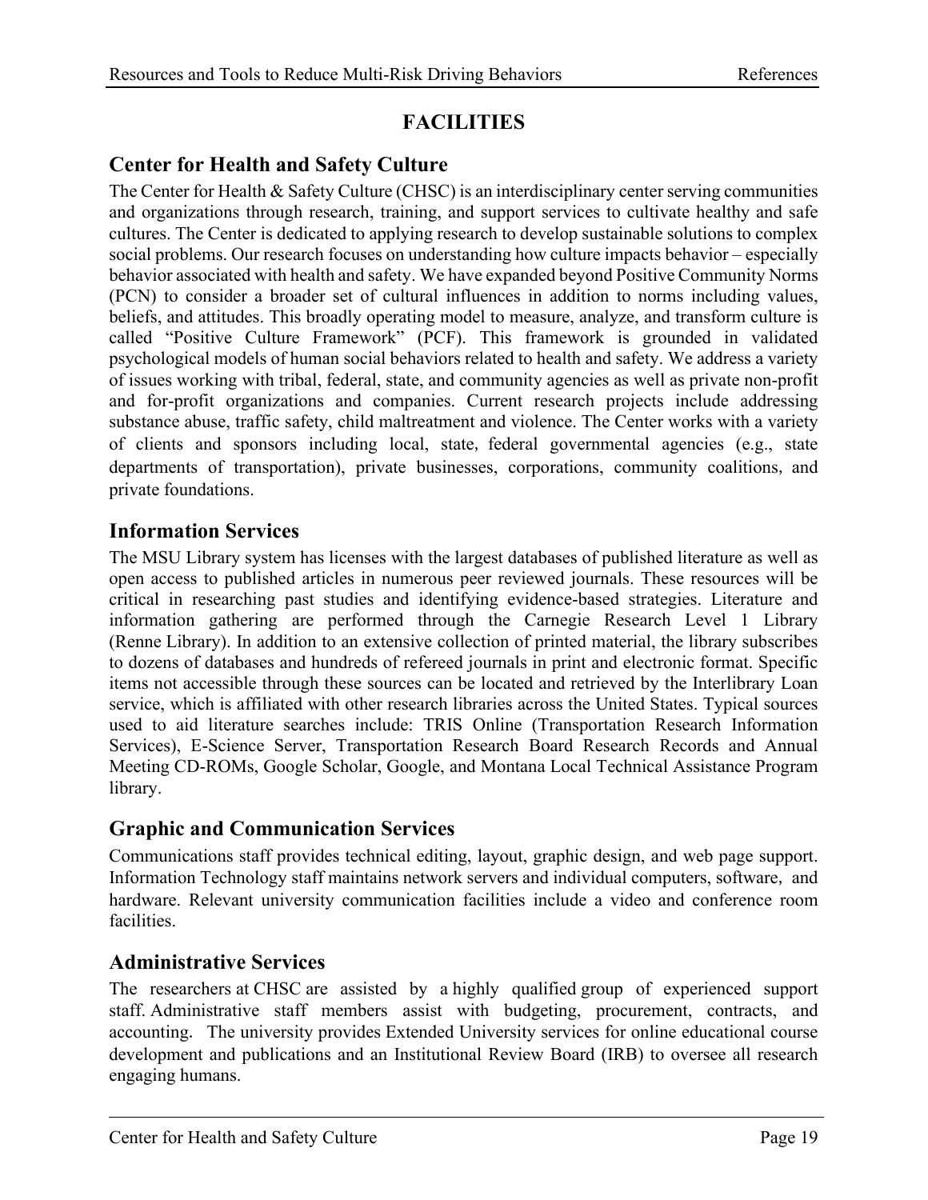# FACILITIES

## Center for Health and Safety Culture

The Center for Health & Safety Culture (CHSC) is an interdisciplinary center serving communities and organizations through research, training, and support services to cultivate healthy and safe cultures. The Center is dedicated to applying research to develop sustainable solutions to complex social problems. Our research focuses on understanding how culture impacts behavior – especially behavior associated with health and safety. We have expanded beyond Positive Community Norms (PCN) to consider a broader set of cultural influences in addition to norms including values, beliefs, and attitudes. This broadly operating model to measure, analyze, and transform culture is called "Positive Culture Framework" (PCF). This framework is grounded in validated psychological models of human social behaviors related to health and safety. We address a variety of issues working with tribal, federal, state, and community agencies as well as private non-profit and for-profit organizations and companies. Current research projects include addressing substance abuse, traffic safety, child maltreatment and violence. The Center works with a variety of clients and sponsors including local, state, federal governmental agencies (e.g., state departments of transportation), private businesses, corporations, community coalitions, and private foundations.

## Information Services

The MSU Library system has licenses with the largest databases of published literature as well as open access to published articles in numerous peer reviewed journals. These resources will be critical in researching past studies and identifying evidence-based strategies. Literature and information gathering are performed through the Carnegie Research Level 1 Library (Renne Library). In addition to an extensive collection of printed material, the library subscribes to dozens of databases and hundreds of refereed journals in print and electronic format. Specific items not accessible through these sources can be located and retrieved by the Interlibrary Loan service, which is affiliated with other research libraries across the United States. Typical sources used to aid literature searches include: TRIS Online (Transportation Research Information Services), E-Science Server, Transportation Research Board Research Records and Annual Meeting CD-ROMs, Google Scholar, Google, and Montana Local Technical Assistance Program library.

## Graphic and Communication Services

Communications staff provides technical editing, layout, graphic design, and web page support. Information Technology staff maintains network servers and individual computers, software, and hardware. Relevant university communication facilities include a video and conference room facilities.

## Administrative Services

The researchers at CHSC are assisted by a highly qualified group of experienced support staff. Administrative staff members assist with budgeting, procurement, contracts, and accounting. The university provides Extended University services for online educational course development and publications and an Institutional Review Board (IRB) to oversee all research engaging humans.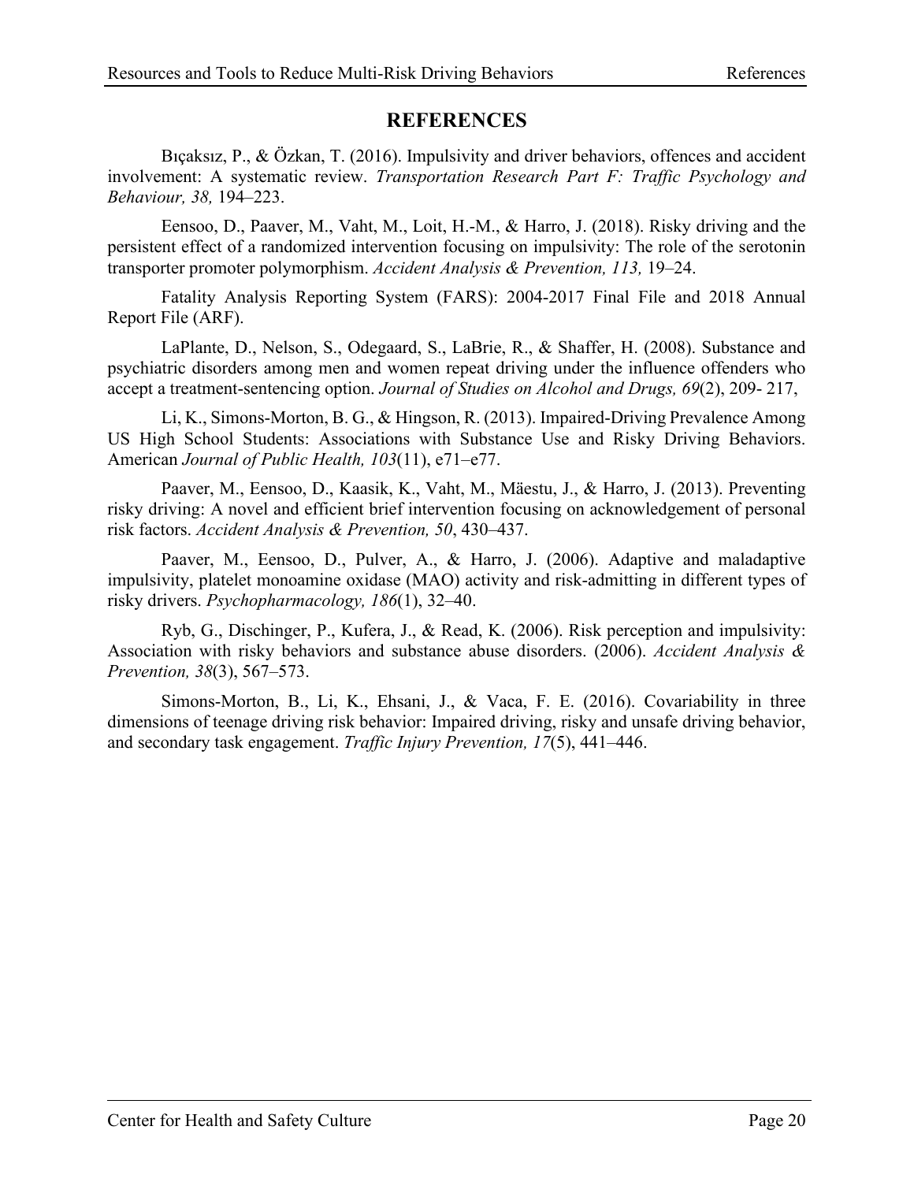# REFERENCES

Bıçaksız, P., & Özkan, T. (2016). Impulsivity and driver behaviors, offences and accident involvement: A systematic review. *Transportation Research Part F: Traffic Psychology and Behaviour, 38,* 194–223.

Eensoo, D., Paaver, M., Vaht, M., Loit, H.-M., & Harro, J. (2018). Risky driving and the persistent effect of a randomized intervention focusing on impulsivity: The role of the serotonin transporter promoter polymorphism. *Accident Analysis & Prevention, 113,* 19–24.

Fatality Analysis Reporting System (FARS): 2004-2017 Final File and 2018 Annual Report File (ARF).

LaPlante, D., Nelson, S., Odegaard, S., LaBrie, R., & Shaffer, H. (2008). Substance and psychiatric disorders among men and women repeat driving under the influence offenders who accept a treatment-sentencing option. *Journal of Studies on Alcohol and Drugs, 69*(2), 209- 217,

Li, K., Simons-Morton, B. G., & Hingson, R. (2013). Impaired-Driving Prevalence Among US High School Students: Associations with Substance Use and Risky Driving Behaviors. American *Journal of Public Health, 103*(11), e71–e77.

Paaver, M., Eensoo, D., Kaasik, K., Vaht, M., Mäestu, J., & Harro, J. (2013). Preventing risky driving: A novel and efficient brief intervention focusing on acknowledgement of personal risk factors. *Accident Analysis & Prevention, 50*, 430–437.

Paaver, M., Eensoo, D., Pulver, A., & Harro, J. (2006). Adaptive and maladaptive impulsivity, platelet monoamine oxidase (MAO) activity and risk-admitting in different types of risky drivers. *Psychopharmacology, 186*(1), 32–40.

Ryb, G., Dischinger, P., Kufera, J., & Read, K. (2006). Risk perception and impulsivity: Association with risky behaviors and substance abuse disorders. (2006). *Accident Analysis & Prevention, 38*(3), 567–573.

Simons-Morton, B., Li, K., Ehsani, J., & Vaca, F. E. (2016). Covariability in three dimensions of teenage driving risk behavior: Impaired driving, risky and unsafe driving behavior, and secondary task engagement. *Traffic Injury Prevention, 17*(5), 441–446.